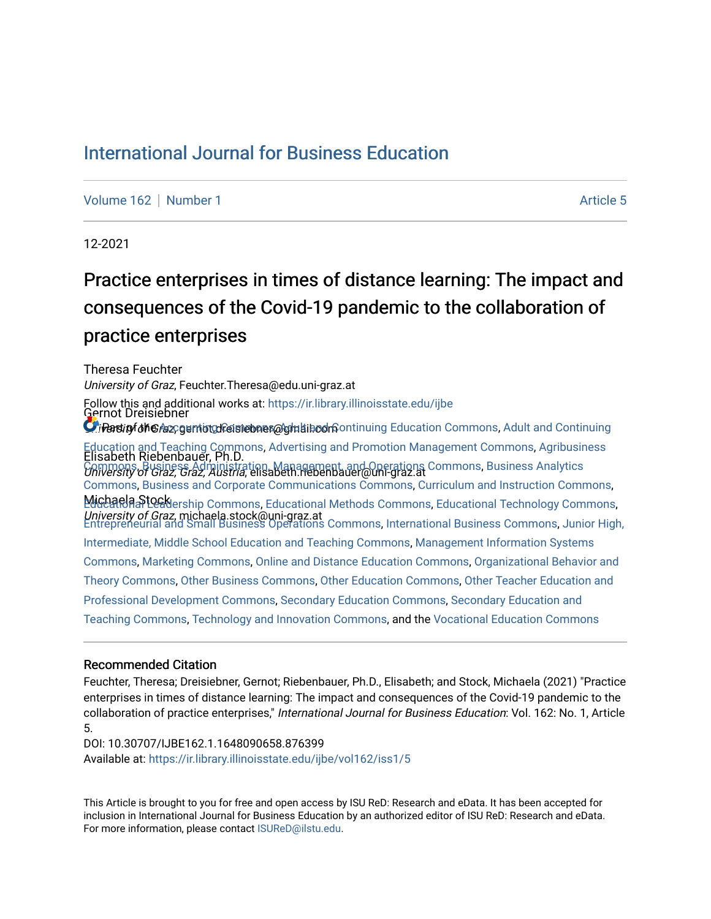# International Journal for Business Education

Volume 162 | Number 1 — Article 5

12-2021

## Practice enterprises in times of distance learning: The impact and consequences of the Covid-19 pandemic to the collaboration of practice enterprises

Theresa Feuchter
*University of Graz*, Feuchter.Theresa@edu.uni-graz.at

Gernot Dreisiebner
*University of Graz*, gernot.dreisiebner@gmail.com

Elisabeth Riebenbauer, Ph.D.
*University of Graz, Graz, Austria*, elisabeth.riebenbauer@uni-graz.at

Michaela Stock
*University of Graz*, michaela.stock@uni-graz.at

Follow this and additional works at: https://ir.library.illinoisstate.edu/ijbe

Part of the Accounting Commons, Adult and Continuing Education Commons, Adult and Continuing Education and Teaching Commons, Advertising and Promotion Management Commons, Agribusiness Commons, Business Administration, Management, and Operations Commons, Business Analytics Commons, Business and Corporate Communications Commons, Curriculum and Instruction Commons, Educational Leadership Commons, Educational Methods Commons, Educational Technology Commons, Entrepreneurial and Small Business Operations Commons, International Business Commons, Junior High, Intermediate, Middle School Education and Teaching Commons, Management Information Systems Commons, Marketing Commons, Online and Distance Education Commons, Organizational Behavior and Theory Commons, Other Business Commons, Other Education Commons, Other Teacher Education and Professional Development Commons, Secondary Education Commons, Secondary Education and Teaching Commons, Technology and Innovation Commons, and the Vocational Education Commons

### Recommended Citation

Feuchter, Theresa; Dreisiebner, Gernot; Riebenbauer, Ph.D., Elisabeth; and Stock, Michaela (2021) "Practice enterprises in times of distance learning: The impact and consequences of the Covid-19 pandemic to the collaboration of practice enterprises," *International Journal for Business Education*: Vol. 162: No. 1, Article 5.
DOI: 10.30707/IJBE162.1.1648090658.876399
Available at: https://ir.library.illinoisstate.edu/ijbe/vol162/iss1/5

This Article is brought to you for free and open access by ISU ReD: Research and eData. It has been accepted for inclusion in International Journal for Business Education by an authorized editor of ISU ReD: Research and eData. For more information, please contact ISUReD@ilstu.edu.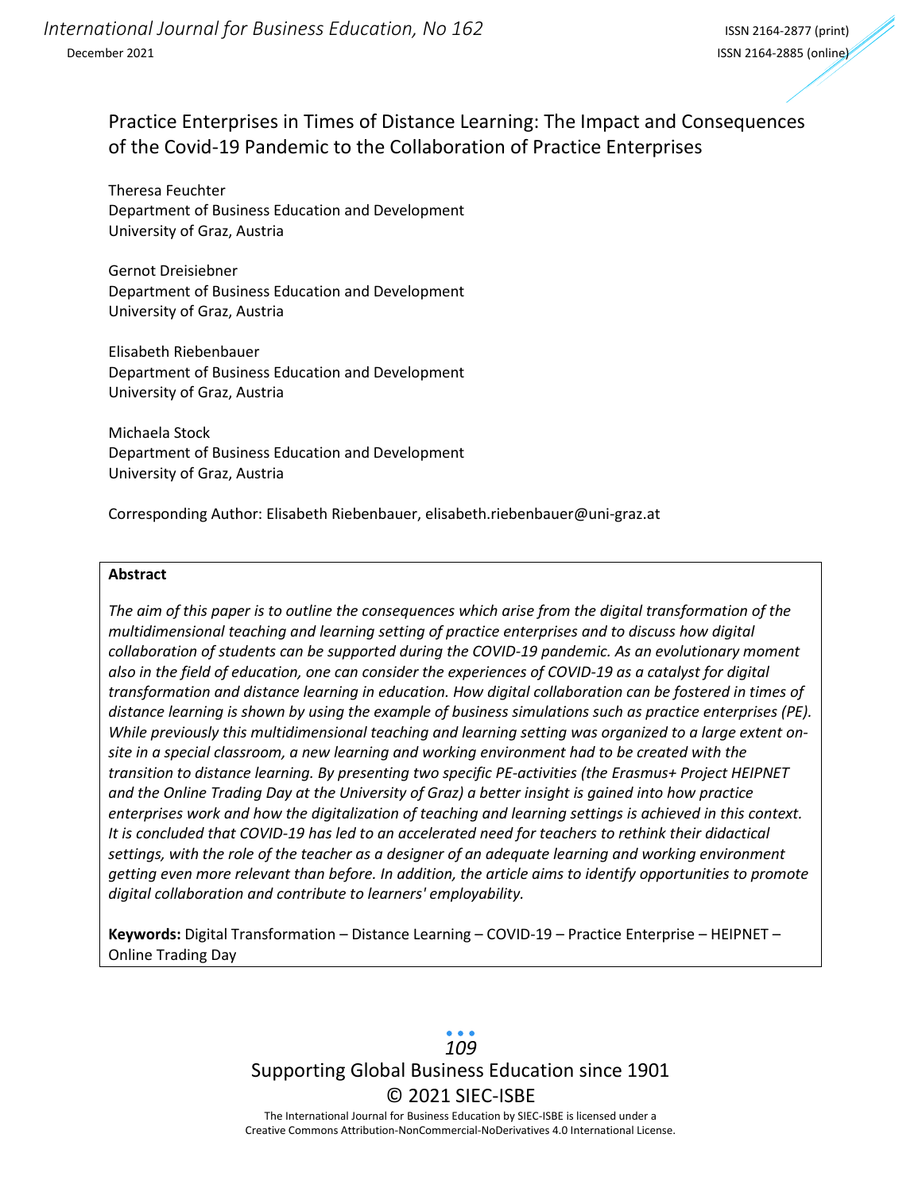# Practice Enterprises in Times of Distance Learning: The Impact and Consequences of the Covid-19 Pandemic to the Collaboration of Practice Enterprises

Theresa Feuchter
Department of Business Education and Development
University of Graz, Austria

Gernot Dreisiebner
Department of Business Education and Development
University of Graz, Austria

Elisabeth Riebenbauer
Department of Business Education and Development
University of Graz, Austria

Michaela Stock
Department of Business Education and Development
University of Graz, Austria

Corresponding Author: Elisabeth Riebenbauer, elisabeth.riebenbauer@uni-graz.at

**Abstract**

*The aim of this paper is to outline the consequences which arise from the digital transformation of the multidimensional teaching and learning setting of practice enterprises and to discuss how digital collaboration of students can be supported during the COVID-19 pandemic. As an evolutionary moment also in the field of education, one can consider the experiences of COVID-19 as a catalyst for digital transformation and distance learning in education. How digital collaboration can be fostered in times of distance learning is shown by using the example of business simulations such as practice enterprises (PE). While previously this multidimensional teaching and learning setting was organized to a large extent on-site in a special classroom, a new learning and working environment had to be created with the transition to distance learning. By presenting two specific PE-activities (the Erasmus+ Project HEIPNET and the Online Trading Day at the University of Graz) a better insight is gained into how practice enterprises work and how the digitalization of teaching and learning settings is achieved in this context. It is concluded that COVID-19 has led to an accelerated need for teachers to rethink their didactical settings, with the role of the teacher as a designer of an adequate learning and working environment getting even more relevant than before. In addition, the article aims to identify opportunities to promote digital collaboration and contribute to learners' employability.*

**Keywords:** Digital Transformation – Distance Learning – COVID-19 – Practice Enterprise – HEIPNET – Online Trading Day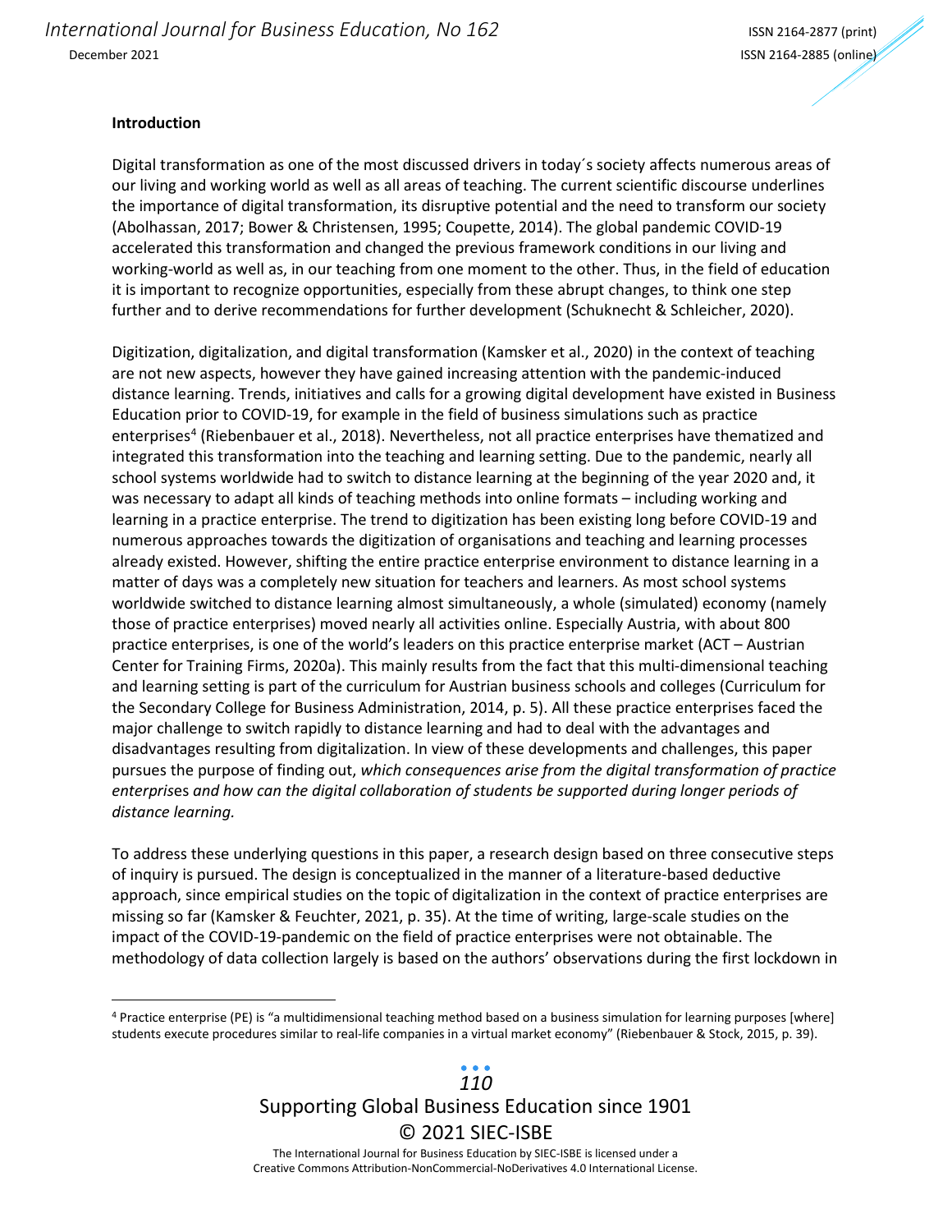## Introduction

Digital transformation as one of the most discussed drivers in today´s society affects numerous areas of our living and working world as well as all areas of teaching. The current scientific discourse underlines the importance of digital transformation, its disruptive potential and the need to transform our society (Abolhassan, 2017; Bower & Christensen, 1995; Coupette, 2014). The global pandemic COVID-19 accelerated this transformation and changed the previous framework conditions in our living and working-world as well as, in our teaching from one moment to the other. Thus, in the field of education it is important to recognize opportunities, especially from these abrupt changes, to think one step further and to derive recommendations for further development (Schuknecht & Schleicher, 2020).

Digitization, digitalization, and digital transformation (Kamsker et al., 2020) in the context of teaching are not new aspects, however they have gained increasing attention with the pandemic-induced distance learning. Trends, initiatives and calls for a growing digital development have existed in Business Education prior to COVID-19, for example in the field of business simulations such as practice enterprises[4] (Riebenbauer et al., 2018). Nevertheless, not all practice enterprises have thematized and integrated this transformation into the teaching and learning setting. Due to the pandemic, nearly all school systems worldwide had to switch to distance learning at the beginning of the year 2020 and, it was necessary to adapt all kinds of teaching methods into online formats – including working and learning in a practice enterprise. The trend to digitization has been existing long before COVID-19 and numerous approaches towards the digitization of organisations and teaching and learning processes already existed. However, shifting the entire practice enterprise environment to distance learning in a matter of days was a completely new situation for teachers and learners. As most school systems worldwide switched to distance learning almost simultaneously, a whole (simulated) economy (namely those of practice enterprises) moved nearly all activities online. Especially Austria, with about 800 practice enterprises, is one of the world's leaders on this practice enterprise market (ACT – Austrian Center for Training Firms, 2020a). This mainly results from the fact that this multi-dimensional teaching and learning setting is part of the curriculum for Austrian business schools and colleges (Curriculum for the Secondary College for Business Administration, 2014, p. 5). All these practice enterprises faced the major challenge to switch rapidly to distance learning and had to deal with the advantages and disadvantages resulting from digitalization. In view of these developments and challenges, this paper pursues the purpose of finding out, *which consequences arise from the digital transformation of practice enterprises and how can the digital collaboration of students be supported during longer periods of distance learning.*

To address these underlying questions in this paper, a research design based on three consecutive steps of inquiry is pursued. The design is conceptualized in the manner of a literature-based deductive approach, since empirical studies on the topic of digitalization in the context of practice enterprises are missing so far (Kamsker & Feuchter, 2021, p. 35). At the time of writing, large-scale studies on the impact of the COVID-19-pandemic on the field of practice enterprises were not obtainable. The methodology of data collection largely is based on the authors' observations during the first lockdown in

[4] Practice enterprise (PE) is "a multidimensional teaching method based on a business simulation for learning purposes [where] students execute procedures similar to real-life companies in a virtual market economy" (Riebenbauer & Stock, 2015, p. 39).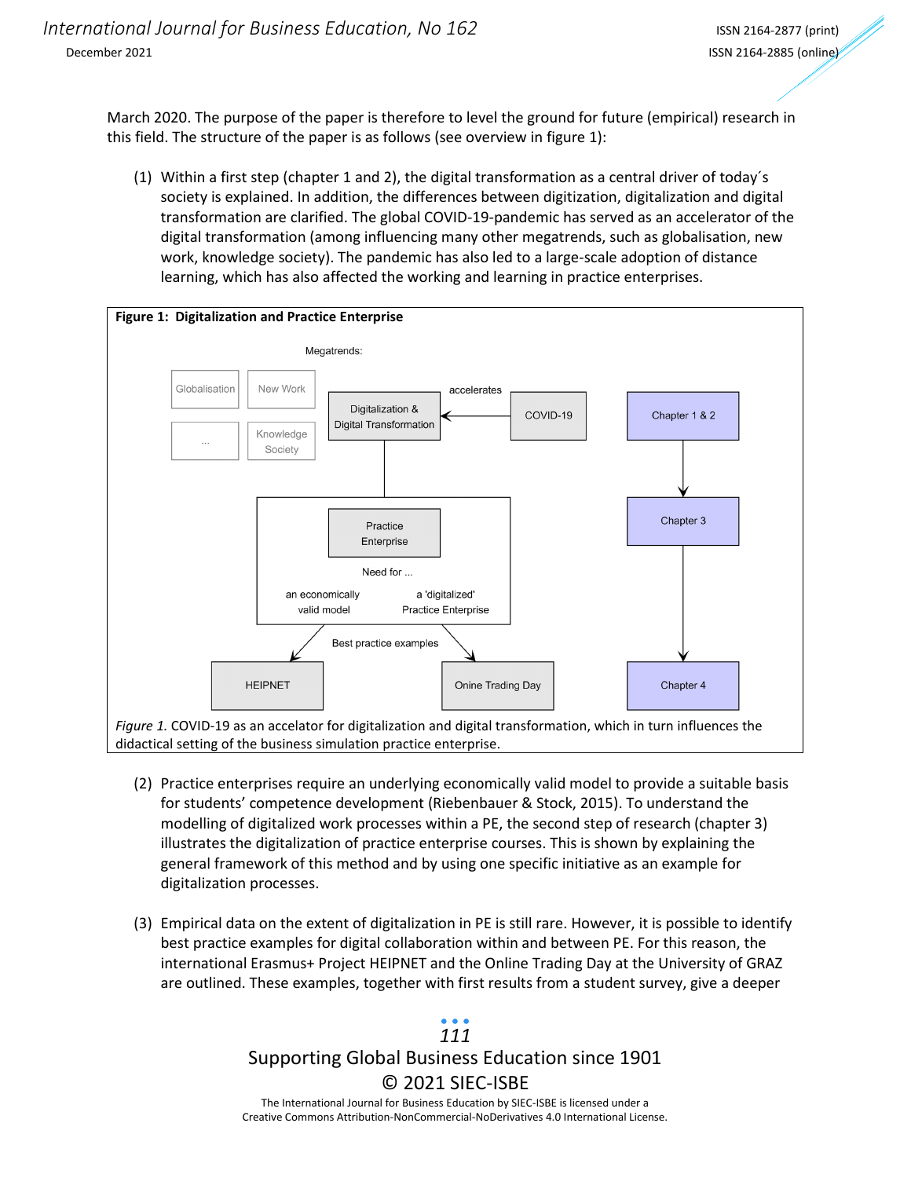March 2020. The purpose of the paper is therefore to level the ground for future (empirical) research in this field. The structure of the paper is as follows (see overview in figure 1):

(1) Within a first step (chapter 1 and 2), the digital transformation as a central driver of today´s society is explained. In addition, the differences between digitization, digitalization and digital transformation are clarified. The global COVID-19-pandemic has served as an accelerator of the digital transformation (among influencing many other megatrends, such as globalisation, new work, knowledge society). The pandemic has also led to a large-scale adoption of distance learning, which has also affected the working and learning in practice enterprises.

**Figure 1: Digitalization and Practice Enterprise**

Megatrends: Globalisation; New Work; ...; Knowledge Society

COVID-19 → accelerates → Digitalization & Digital Transformation

Practice Enterprise — Need for ... an economically valid model; a 'digitalized' Practice Enterprise

Best practice examples: HEIPNET; Onine Trading Day

Chapter 1 & 2 → Chapter 3 → Chapter 4

*Figure 1.* COVID-19 as an accelator for digitalization and digital transformation, which in turn influences the didactical setting of the business simulation practice enterprise.

(2) Practice enterprises require an underlying economically valid model to provide a suitable basis for students' competence development (Riebenbauer & Stock, 2015). To understand the modelling of digitalized work processes within a PE, the second step of research (chapter 3) illustrates the digitalization of practice enterprise courses. This is shown by explaining the general framework of this method and by using one specific initiative as an example for digitalization processes.

(3) Empirical data on the extent of digitalization in PE is still rare. However, it is possible to identify best practice examples for digital collaboration within and between PE. For this reason, the international Erasmus+ Project HEIPNET and the Online Trading Day at the University of GRAZ are outlined. These examples, together with first results from a student survey, give a deeper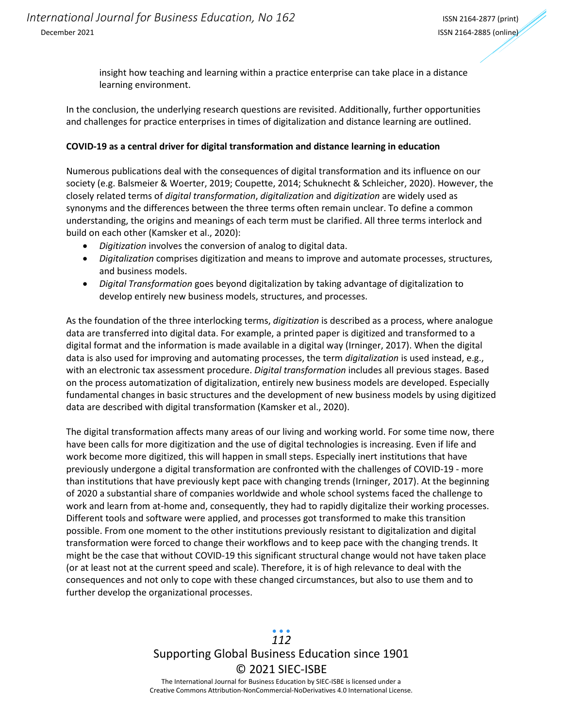insight how teaching and learning within a practice enterprise can take place in a distance learning environment.

In the conclusion, the underlying research questions are revisited. Additionally, further opportunities and challenges for practice enterprises in times of digitalization and distance learning are outlined.

**COVID-19 as a central driver for digital transformation and distance learning in education**

Numerous publications deal with the consequences of digital transformation and its influence on our society (e.g. Balsmeier & Woerter, 2019; Coupette, 2014; Schuknecht & Schleicher, 2020). However, the closely related terms of *digital transformation*, *digitalization* and *digitization* are widely used as synonyms and the differences between the three terms often remain unclear. To define a common understanding, the origins and meanings of each term must be clarified. All three terms interlock and build on each other (Kamsker et al., 2020):

- *Digitization* involves the conversion of analog to digital data.
- *Digitalization* comprises digitization and means to improve and automate processes, structures, and business models.
- *Digital Transformation* goes beyond digitalization by taking advantage of digitalization to develop entirely new business models, structures, and processes.

As the foundation of the three interlocking terms, *digitization* is described as a process, where analogue data are transferred into digital data. For example, a printed paper is digitized and transformed to a digital format and the information is made available in a digital way (Irninger, 2017). When the digital data is also used for improving and automating processes, the term *digitalization* is used instead, e.g., with an electronic tax assessment procedure. *Digital transformation* includes all previous stages. Based on the process automatization of digitalization, entirely new business models are developed. Especially fundamental changes in basic structures and the development of new business models by using digitized data are described with digital transformation (Kamsker et al., 2020).

The digital transformation affects many areas of our living and working world. For some time now, there have been calls for more digitization and the use of digital technologies is increasing. Even if life and work become more digitized, this will happen in small steps. Especially inert institutions that have previously undergone a digital transformation are confronted with the challenges of COVID-19 - more than institutions that have previously kept pace with changing trends (Irninger, 2017). At the beginning of 2020 a substantial share of companies worldwide and whole school systems faced the challenge to work and learn from at-home and, consequently, they had to rapidly digitalize their working processes. Different tools and software were applied, and processes got transformed to make this transition possible. From one moment to the other institutions previously resistant to digitalization and digital transformation were forced to change their workflows and to keep pace with the changing trends. It might be the case that without COVID-19 this significant structural change would not have taken place (or at least not at the current speed and scale). Therefore, it is of high relevance to deal with the consequences and not only to cope with these changed circumstances, but also to use them and to further develop the organizational processes.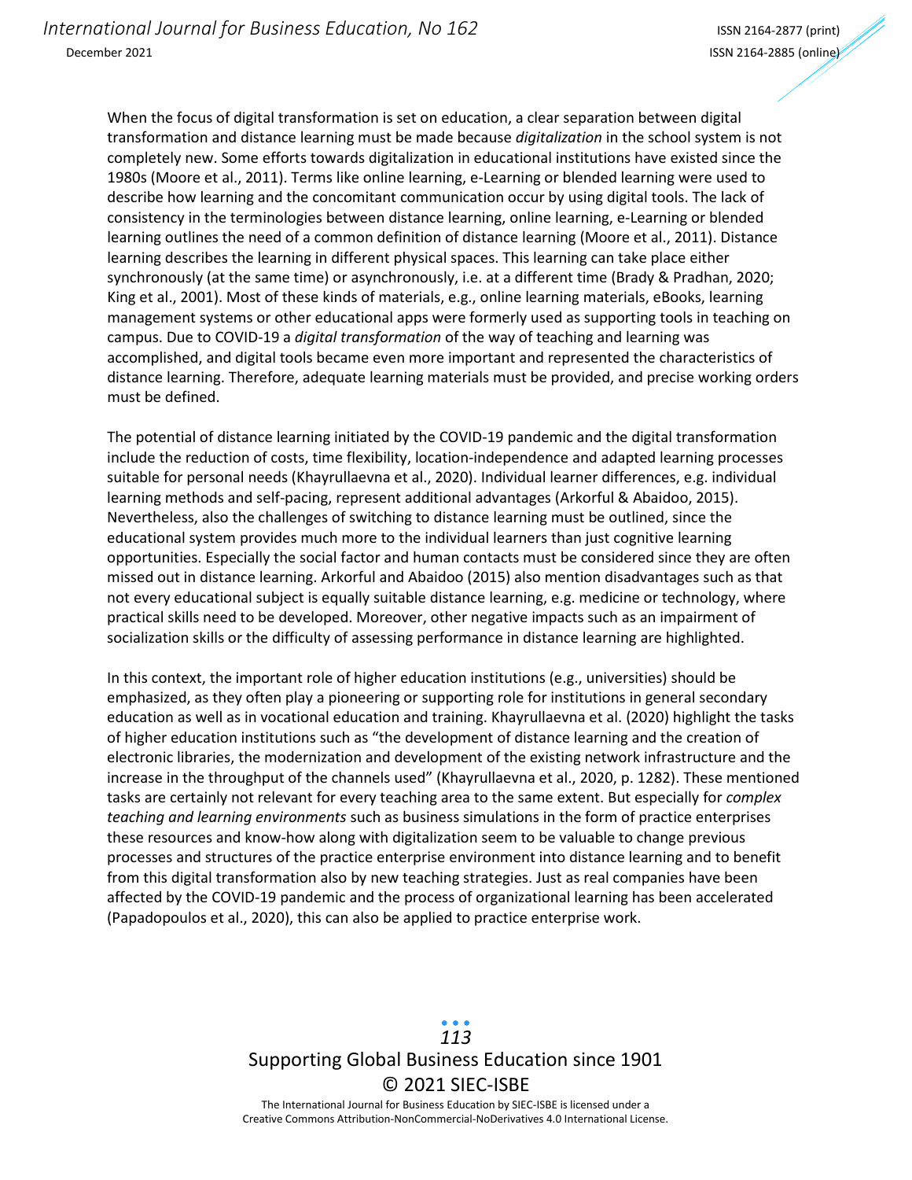When the focus of digital transformation is set on education, a clear separation between digital transformation and distance learning must be made because *digitalization* in the school system is not completely new. Some efforts towards digitalization in educational institutions have existed since the 1980s (Moore et al., 2011). Terms like online learning, e-Learning or blended learning were used to describe how learning and the concomitant communication occur by using digital tools. The lack of consistency in the terminologies between distance learning, online learning, e-Learning or blended learning outlines the need of a common definition of distance learning (Moore et al., 2011). Distance learning describes the learning in different physical spaces. This learning can take place either synchronously (at the same time) or asynchronously, i.e. at a different time (Brady & Pradhan, 2020; King et al., 2001). Most of these kinds of materials, e.g., online learning materials, eBooks, learning management systems or other educational apps were formerly used as supporting tools in teaching on campus. Due to COVID-19 a *digital transformation* of the way of teaching and learning was accomplished, and digital tools became even more important and represented the characteristics of distance learning. Therefore, adequate learning materials must be provided, and precise working orders must be defined.

The potential of distance learning initiated by the COVID-19 pandemic and the digital transformation include the reduction of costs, time flexibility, location-independence and adapted learning processes suitable for personal needs (Khayrullaevna et al., 2020). Individual learner differences, e.g. individual learning methods and self-pacing, represent additional advantages (Arkorful & Abaidoo, 2015). Nevertheless, also the challenges of switching to distance learning must be outlined, since the educational system provides much more to the individual learners than just cognitive learning opportunities. Especially the social factor and human contacts must be considered since they are often missed out in distance learning. Arkorful and Abaidoo (2015) also mention disadvantages such as that not every educational subject is equally suitable distance learning, e.g. medicine or technology, where practical skills need to be developed. Moreover, other negative impacts such as an impairment of socialization skills or the difficulty of assessing performance in distance learning are highlighted.

In this context, the important role of higher education institutions (e.g., universities) should be emphasized, as they often play a pioneering or supporting role for institutions in general secondary education as well as in vocational education and training. Khayrullaevna et al. (2020) highlight the tasks of higher education institutions such as "the development of distance learning and the creation of electronic libraries, the modernization and development of the existing network infrastructure and the increase in the throughput of the channels used" (Khayrullaevna et al., 2020, p. 1282). These mentioned tasks are certainly not relevant for every teaching area to the same extent. But especially for *complex teaching and learning environments* such as business simulations in the form of practice enterprises these resources and know-how along with digitalization seem to be valuable to change previous processes and structures of the practice enterprise environment into distance learning and to benefit from this digital transformation also by new teaching strategies. Just as real companies have been affected by the COVID-19 pandemic and the process of organizational learning has been accelerated (Papadopoulos et al., 2020), this can also be applied to practice enterprise work.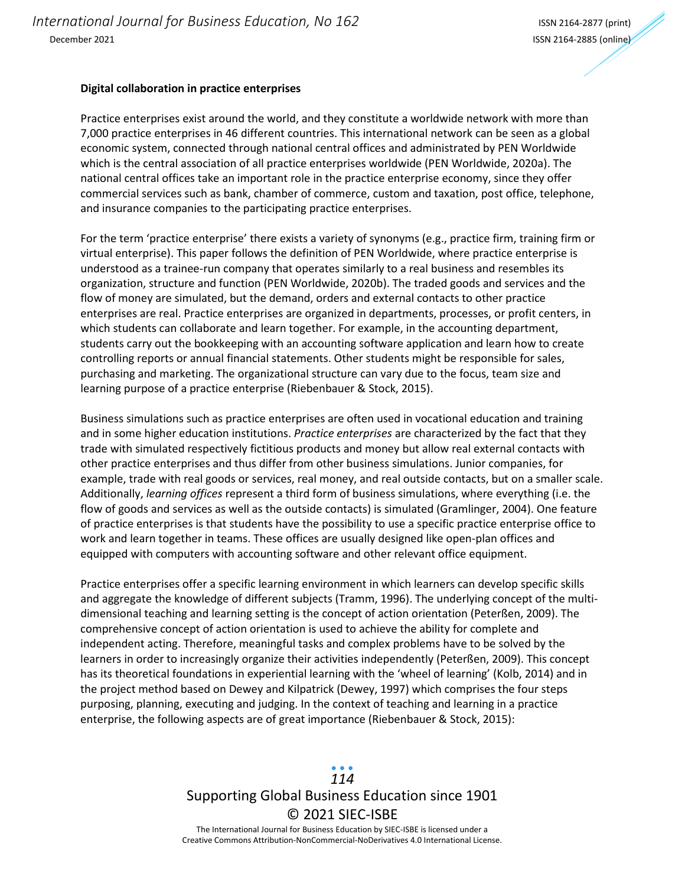**Digital collaboration in practice enterprises**

Practice enterprises exist around the world, and they constitute a worldwide network with more than 7,000 practice enterprises in 46 different countries. This international network can be seen as a global economic system, connected through national central offices and administrated by PEN Worldwide which is the central association of all practice enterprises worldwide (PEN Worldwide, 2020a). The national central offices take an important role in the practice enterprise economy, since they offer commercial services such as bank, chamber of commerce, custom and taxation, post office, telephone, and insurance companies to the participating practice enterprises.

For the term 'practice enterprise' there exists a variety of synonyms (e.g., practice firm, training firm or virtual enterprise). This paper follows the definition of PEN Worldwide, where practice enterprise is understood as a trainee-run company that operates similarly to a real business and resembles its organization, structure and function (PEN Worldwide, 2020b). The traded goods and services and the flow of money are simulated, but the demand, orders and external contacts to other practice enterprises are real. Practice enterprises are organized in departments, processes, or profit centers, in which students can collaborate and learn together. For example, in the accounting department, students carry out the bookkeeping with an accounting software application and learn how to create controlling reports or annual financial statements. Other students might be responsible for sales, purchasing and marketing. The organizational structure can vary due to the focus, team size and learning purpose of a practice enterprise (Riebenbauer & Stock, 2015).

Business simulations such as practice enterprises are often used in vocational education and training and in some higher education institutions. *Practice enterprises* are characterized by the fact that they trade with simulated respectively fictitious products and money but allow real external contacts with other practice enterprises and thus differ from other business simulations. Junior companies, for example, trade with real goods or services, real money, and real outside contacts, but on a smaller scale. Additionally, *learning offices* represent a third form of business simulations, where everything (i.e. the flow of goods and services as well as the outside contacts) is simulated (Gramlinger, 2004). One feature of practice enterprises is that students have the possibility to use a specific practice enterprise office to work and learn together in teams. These offices are usually designed like open-plan offices and equipped with computers with accounting software and other relevant office equipment.

Practice enterprises offer a specific learning environment in which learners can develop specific skills and aggregate the knowledge of different subjects (Tramm, 1996). The underlying concept of the multi-dimensional teaching and learning setting is the concept of action orientation (Peterßen, 2009). The comprehensive concept of action orientation is used to achieve the ability for complete and independent acting. Therefore, meaningful tasks and complex problems have to be solved by the learners in order to increasingly organize their activities independently (Peterßen, 2009). This concept has its theoretical foundations in experiential learning with the 'wheel of learning' (Kolb, 2014) and in the project method based on Dewey and Kilpatrick (Dewey, 1997) which comprises the four steps purposing, planning, executing and judging. In the context of teaching and learning in a practice enterprise, the following aspects are of great importance (Riebenbauer & Stock, 2015):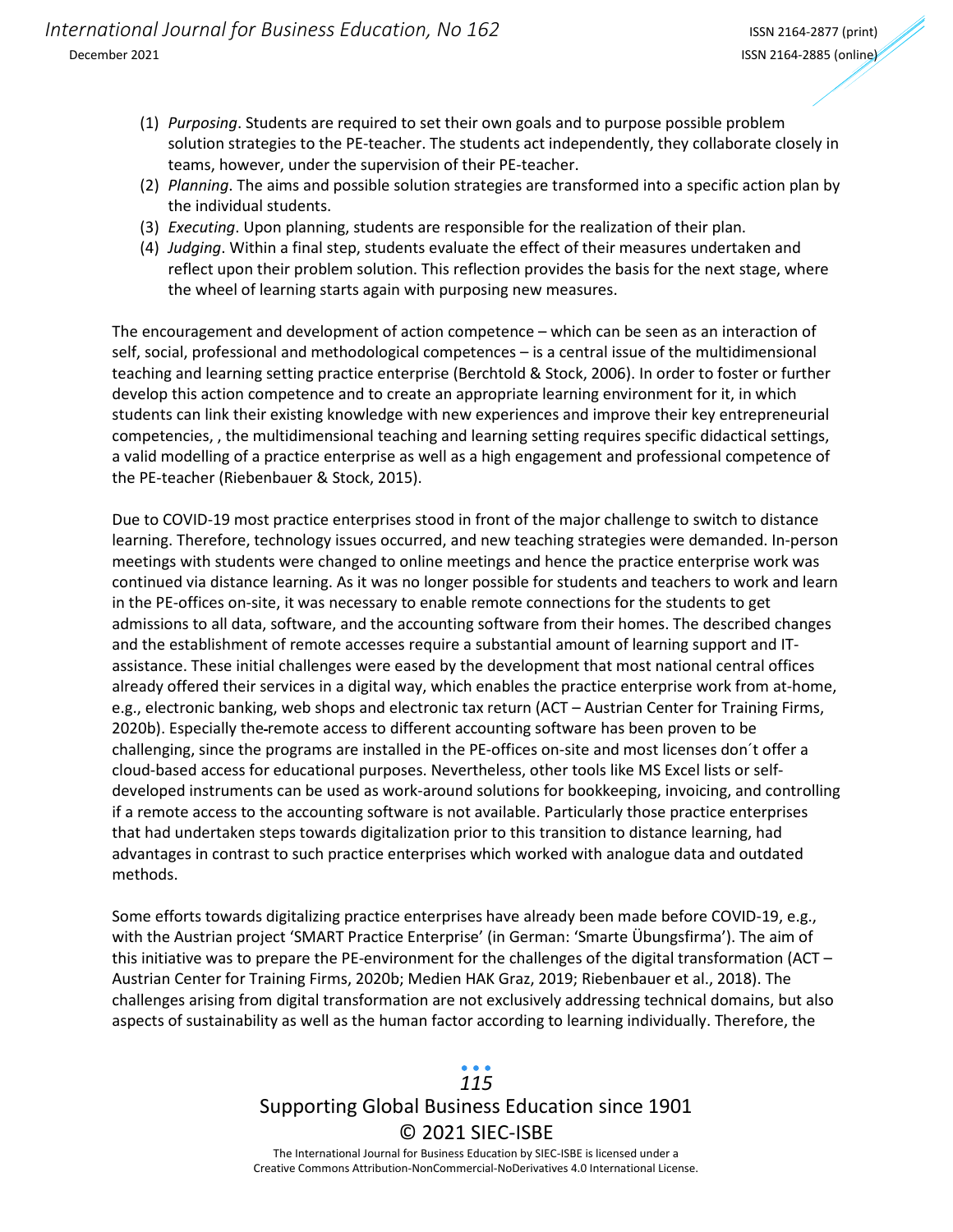(1) *Purposing*. Students are required to set their own goals and to purpose possible problem solution strategies to the PE-teacher. The students act independently, they collaborate closely in teams, however, under the supervision of their PE-teacher.
(2) *Planning*. The aims and possible solution strategies are transformed into a specific action plan by the individual students.
(3) *Executing*. Upon planning, students are responsible for the realization of their plan.
(4) *Judging*. Within a final step, students evaluate the effect of their measures undertaken and reflect upon their problem solution. This reflection provides the basis for the next stage, where the wheel of learning starts again with purposing new measures.

The encouragement and development of action competence – which can be seen as an interaction of self, social, professional and methodological competences – is a central issue of the multidimensional teaching and learning setting practice enterprise (Berchtold & Stock, 2006). In order to foster or further develop this action competence and to create an appropriate learning environment for it, in which students can link their existing knowledge with new experiences and improve their key entrepreneurial competencies, , the multidimensional teaching and learning setting requires specific didactical settings, a valid modelling of a practice enterprise as well as a high engagement and professional competence of the PE-teacher (Riebenbauer & Stock, 2015).

Due to COVID-19 most practice enterprises stood in front of the major challenge to switch to distance learning. Therefore, technology issues occurred, and new teaching strategies were demanded. In-person meetings with students were changed to online meetings and hence the practice enterprise work was continued via distance learning. As it was no longer possible for students and teachers to work and learn in the PE-offices on-site, it was necessary to enable remote connections for the students to get admissions to all data, software, and the accounting software from their homes. The described changes and the establishment of remote accesses require a substantial amount of learning support and IT-assistance. These initial challenges were eased by the development that most national central offices already offered their services in a digital way, which enables the practice enterprise work from at-home, e.g., electronic banking, web shops and electronic tax return (ACT – Austrian Center for Training Firms, 2020b). Especially the remote access to different accounting software has been proven to be challenging, since the programs are installed in the PE-offices on-site and most licenses don´t offer a cloud-based access for educational purposes. Nevertheless, other tools like MS Excel lists or self-developed instruments can be used as work-around solutions for bookkeeping, invoicing, and controlling if a remote access to the accounting software is not available. Particularly those practice enterprises that had undertaken steps towards digitalization prior to this transition to distance learning, had advantages in contrast to such practice enterprises which worked with analogue data and outdated methods.

Some efforts towards digitalizing practice enterprises have already been made before COVID-19, e.g., with the Austrian project 'SMART Practice Enterprise' (in German: 'Smarte Übungsfirma'). The aim of this initiative was to prepare the PE-environment for the challenges of the digital transformation (ACT – Austrian Center for Training Firms, 2020b; Medien HAK Graz, 2019; Riebenbauer et al., 2018). The challenges arising from digital transformation are not exclusively addressing technical domains, but also aspects of sustainability as well as the human factor according to learning individually. Therefore, the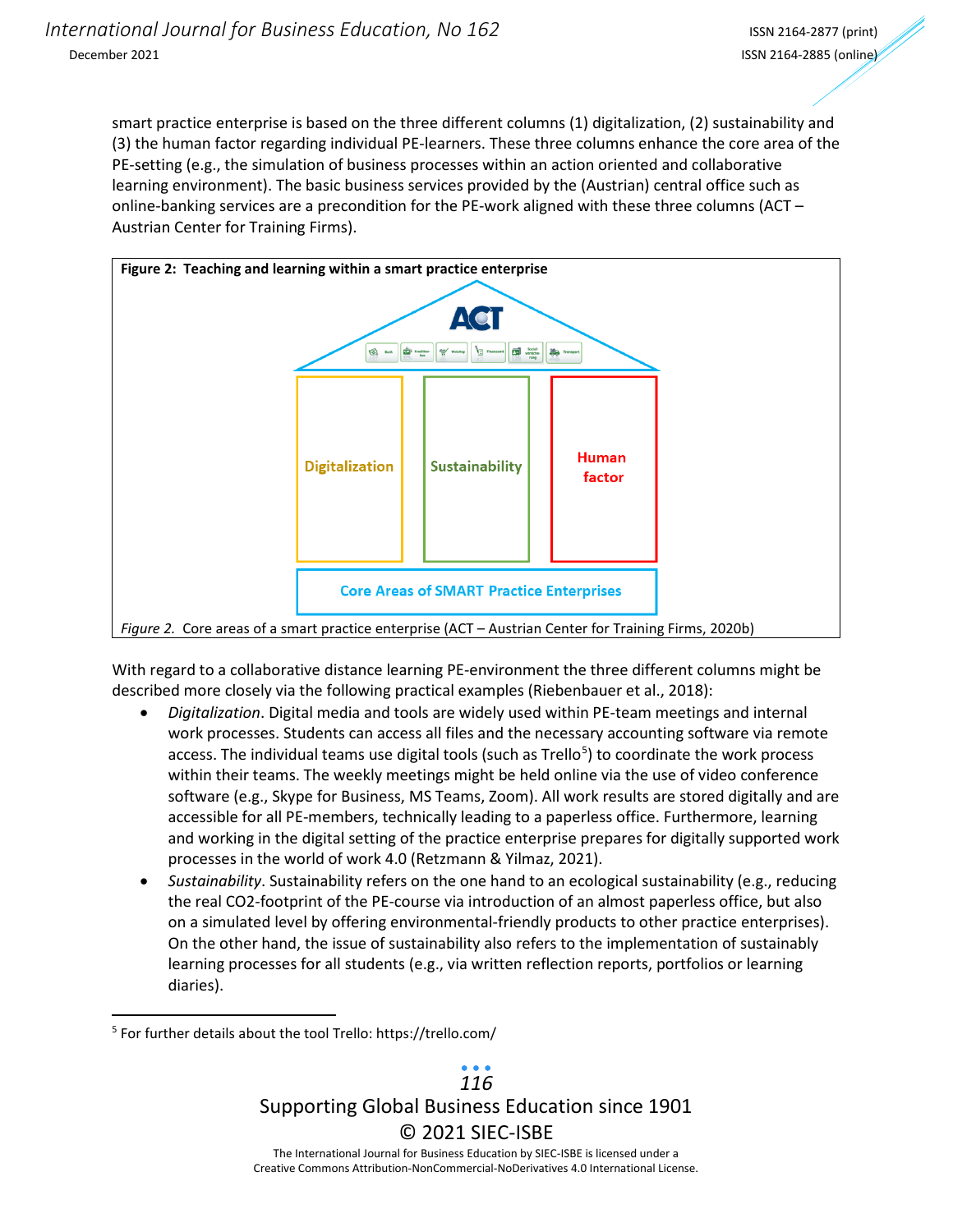smart practice enterprise is based on the three different columns (1) digitalization, (2) sustainability and (3) the human factor regarding individual PE-learners. These three columns enhance the core area of the PE-setting (e.g., the simulation of business processes within an action oriented and collaborative learning environment). The basic business services provided by the (Austrian) central office such as online-banking services are a precondition for the PE-work aligned with these three columns (ACT – Austrian Center for Training Firms).

**Figure 2: Teaching and learning within a smart practice enterprise**

*Figure 2.* Core areas of a smart practice enterprise (ACT – Austrian Center for Training Firms, 2020b)

With regard to a collaborative distance learning PE-environment the three different columns might be described more closely via the following practical examples (Riebenbauer et al., 2018):

- *Digitalization*. Digital media and tools are widely used within PE-team meetings and internal work processes. Students can access all files and the necessary accounting software via remote access. The individual teams use digital tools (such as Trello[5]) to coordinate the work process within their teams. The weekly meetings might be held online via the use of video conference software (e.g., Skype for Business, MS Teams, Zoom). All work results are stored digitally and are accessible for all PE-members, technically leading to a paperless office. Furthermore, learning and working in the digital setting of the practice enterprise prepares for digitally supported work processes in the world of work 4.0 (Retzmann & Yilmaz, 2021).
- *Sustainability*. Sustainability refers on the one hand to an ecological sustainability (e.g., reducing the real CO2-footprint of the PE-course via introduction of an almost paperless office, but also on a simulated level by offering environmental-friendly products to other practice enterprises). On the other hand, the issue of sustainability also refers to the implementation of sustainably learning processes for all students (e.g., via written reflection reports, portfolios or learning diaries).

[5] For further details about the tool Trello: https://trello.com/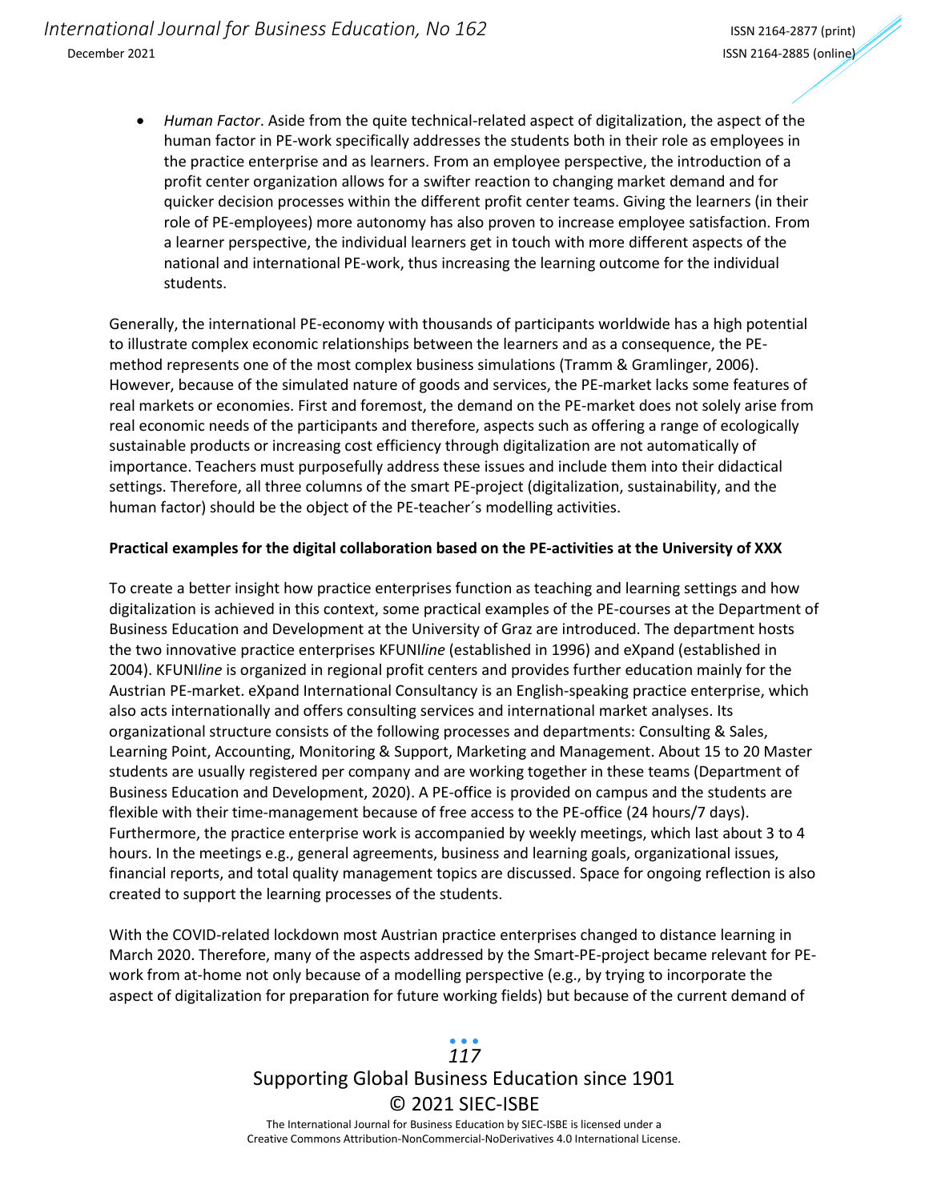- *Human Factor*. Aside from the quite technical-related aspect of digitalization, the aspect of the human factor in PE-work specifically addresses the students both in their role as employees in the practice enterprise and as learners. From an employee perspective, the introduction of a profit center organization allows for a swifter reaction to changing market demand and for quicker decision processes within the different profit center teams. Giving the learners (in their role of PE-employees) more autonomy has also proven to increase employee satisfaction. From a learner perspective, the individual learners get in touch with more different aspects of the national and international PE-work, thus increasing the learning outcome for the individual students.

Generally, the international PE-economy with thousands of participants worldwide has a high potential to illustrate complex economic relationships between the learners and as a consequence, the PE-method represents one of the most complex business simulations (Tramm & Gramlinger, 2006). However, because of the simulated nature of goods and services, the PE-market lacks some features of real markets or economies. First and foremost, the demand on the PE-market does not solely arise from real economic needs of the participants and therefore, aspects such as offering a range of ecologically sustainable products or increasing cost efficiency through digitalization are not automatically of importance. Teachers must purposefully address these issues and include them into their didactical settings. Therefore, all three columns of the smart PE-project (digitalization, sustainability, and the human factor) should be the object of the PE-teacher´s modelling activities.

**Practical examples for the digital collaboration based on the PE-activities at the University of XXX**

To create a better insight how practice enterprises function as teaching and learning settings and how digitalization is achieved in this context, some practical examples of the PE-courses at the Department of Business Education and Development at the University of Graz are introduced. The department hosts the two innovative practice enterprises KFUNI*line* (established in 1996) and eXpand (established in 2004). KFUNI*line* is organized in regional profit centers and provides further education mainly for the Austrian PE-market. eXpand International Consultancy is an English-speaking practice enterprise, which also acts internationally and offers consulting services and international market analyses. Its organizational structure consists of the following processes and departments: Consulting & Sales, Learning Point, Accounting, Monitoring & Support, Marketing and Management. About 15 to 20 Master students are usually registered per company and are working together in these teams (Department of Business Education and Development, 2020). A PE-office is provided on campus and the students are flexible with their time-management because of free access to the PE-office (24 hours/7 days). Furthermore, the practice enterprise work is accompanied by weekly meetings, which last about 3 to 4 hours. In the meetings e.g., general agreements, business and learning goals, organizational issues, financial reports, and total quality management topics are discussed. Space for ongoing reflection is also created to support the learning processes of the students.

With the COVID-related lockdown most Austrian practice enterprises changed to distance learning in March 2020. Therefore, many of the aspects addressed by the Smart-PE-project became relevant for PE-work from at-home not only because of a modelling perspective (e.g., by trying to incorporate the aspect of digitalization for preparation for future working fields) but because of the current demand of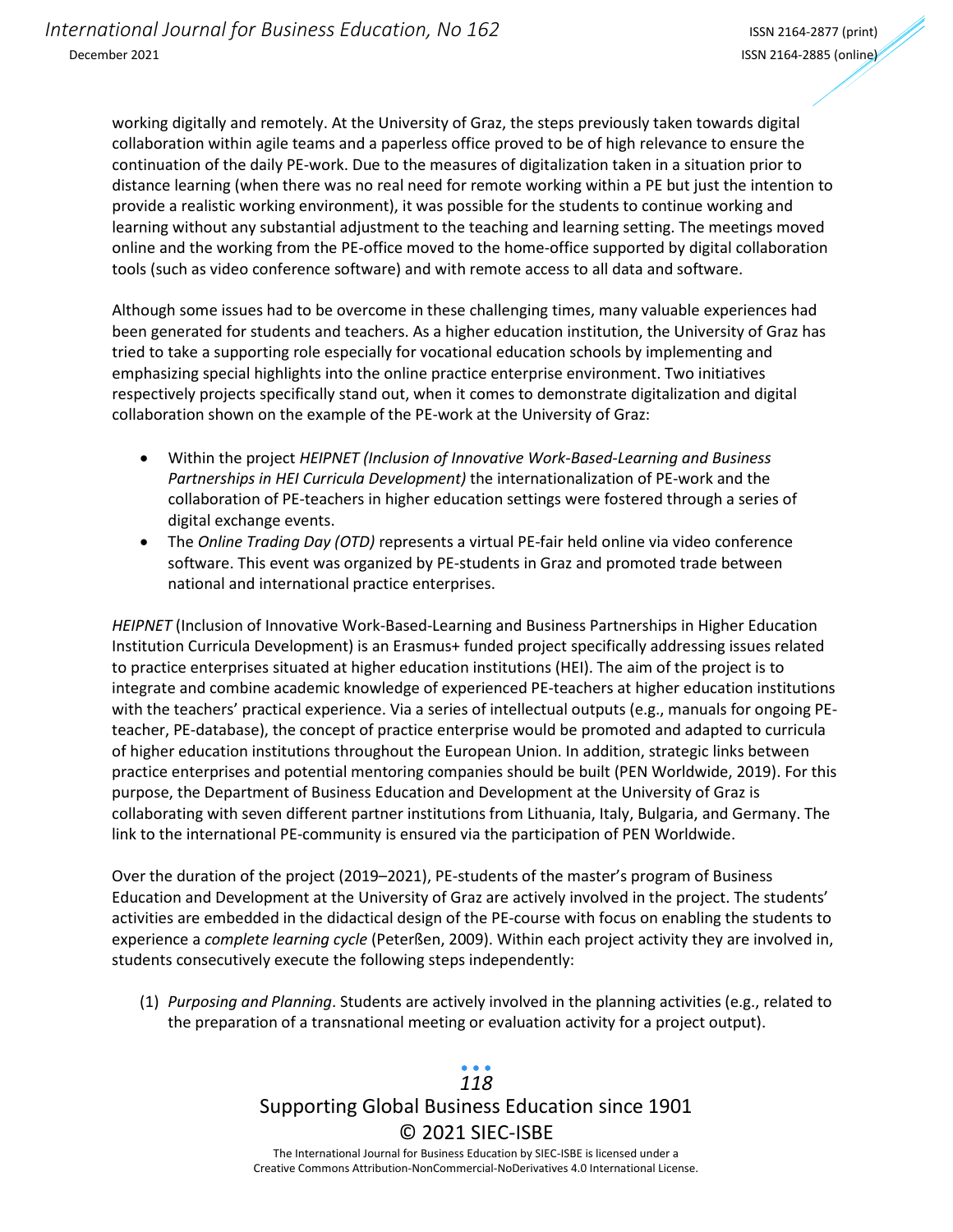working digitally and remotely. At the University of Graz, the steps previously taken towards digital collaboration within agile teams and a paperless office proved to be of high relevance to ensure the continuation of the daily PE-work. Due to the measures of digitalization taken in a situation prior to distance learning (when there was no real need for remote working within a PE but just the intention to provide a realistic working environment), it was possible for the students to continue working and learning without any substantial adjustment to the teaching and learning setting. The meetings moved online and the working from the PE-office moved to the home-office supported by digital collaboration tools (such as video conference software) and with remote access to all data and software.

Although some issues had to be overcome in these challenging times, many valuable experiences had been generated for students and teachers. As a higher education institution, the University of Graz has tried to take a supporting role especially for vocational education schools by implementing and emphasizing special highlights into the online practice enterprise environment. Two initiatives respectively projects specifically stand out, when it comes to demonstrate digitalization and digital collaboration shown on the example of the PE-work at the University of Graz:

- Within the project *HEIPNET (Inclusion of Innovative Work-Based-Learning and Business Partnerships in HEI Curricula Development)* the internationalization of PE-work and the collaboration of PE-teachers in higher education settings were fostered through a series of digital exchange events.
- The *Online Trading Day (OTD)* represents a virtual PE-fair held online via video conference software. This event was organized by PE-students in Graz and promoted trade between national and international practice enterprises.

*HEIPNET* (Inclusion of Innovative Work-Based-Learning and Business Partnerships in Higher Education Institution Curricula Development) is an Erasmus+ funded project specifically addressing issues related to practice enterprises situated at higher education institutions (HEI). The aim of the project is to integrate and combine academic knowledge of experienced PE-teachers at higher education institutions with the teachers' practical experience. Via a series of intellectual outputs (e.g., manuals for ongoing PE-teacher, PE-database), the concept of practice enterprise would be promoted and adapted to curricula of higher education institutions throughout the European Union. In addition, strategic links between practice enterprises and potential mentoring companies should be built (PEN Worldwide, 2019). For this purpose, the Department of Business Education and Development at the University of Graz is collaborating with seven different partner institutions from Lithuania, Italy, Bulgaria, and Germany. The link to the international PE-community is ensured via the participation of PEN Worldwide.

Over the duration of the project (2019–2021), PE-students of the master's program of Business Education and Development at the University of Graz are actively involved in the project. The students' activities are embedded in the didactical design of the PE-course with focus on enabling the students to experience a *complete learning cycle* (Peterßen, 2009). Within each project activity they are involved in, students consecutively execute the following steps independently:

(1) *Purposing and Planning*. Students are actively involved in the planning activities (e.g., related to the preparation of a transnational meeting or evaluation activity for a project output).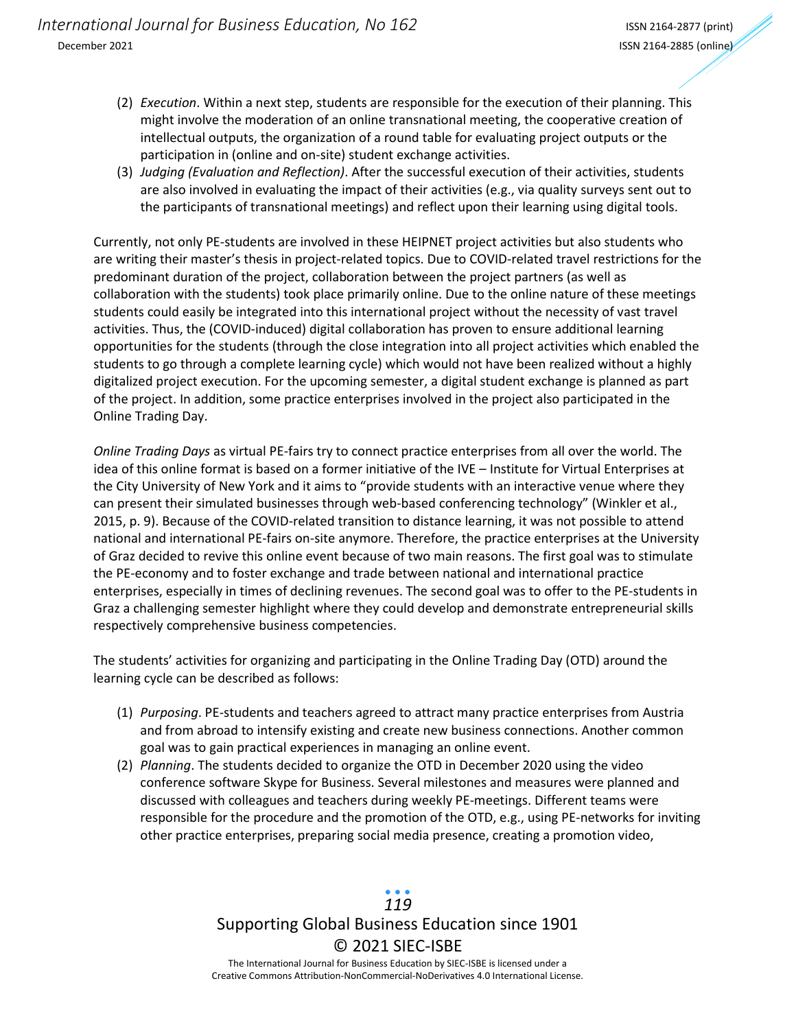(2) *Execution*. Within a next step, students are responsible for the execution of their planning. This might involve the moderation of an online transnational meeting, the cooperative creation of intellectual outputs, the organization of a round table for evaluating project outputs or the participation in (online and on-site) student exchange activities.
(3) *Judging (Evaluation and Reflection)*. After the successful execution of their activities, students are also involved in evaluating the impact of their activities (e.g., via quality surveys sent out to the participants of transnational meetings) and reflect upon their learning using digital tools.

Currently, not only PE-students are involved in these HEIPNET project activities but also students who are writing their master's thesis in project-related topics. Due to COVID-related travel restrictions for the predominant duration of the project, collaboration between the project partners (as well as collaboration with the students) took place primarily online. Due to the online nature of these meetings students could easily be integrated into this international project without the necessity of vast travel activities. Thus, the (COVID-induced) digital collaboration has proven to ensure additional learning opportunities for the students (through the close integration into all project activities which enabled the students to go through a complete learning cycle) which would not have been realized without a highly digitalized project execution. For the upcoming semester, a digital student exchange is planned as part of the project. In addition, some practice enterprises involved in the project also participated in the Online Trading Day.

*Online Trading Days* as virtual PE-fairs try to connect practice enterprises from all over the world. The idea of this online format is based on a former initiative of the IVE – Institute for Virtual Enterprises at the City University of New York and it aims to "provide students with an interactive venue where they can present their simulated businesses through web-based conferencing technology" (Winkler et al., 2015, p. 9). Because of the COVID-related transition to distance learning, it was not possible to attend national and international PE-fairs on-site anymore. Therefore, the practice enterprises at the University of Graz decided to revive this online event because of two main reasons. The first goal was to stimulate the PE-economy and to foster exchange and trade between national and international practice enterprises, especially in times of declining revenues. The second goal was to offer to the PE-students in Graz a challenging semester highlight where they could develop and demonstrate entrepreneurial skills respectively comprehensive business competencies.

The students' activities for organizing and participating in the Online Trading Day (OTD) around the learning cycle can be described as follows:

(1) *Purposing*. PE-students and teachers agreed to attract many practice enterprises from Austria and from abroad to intensify existing and create new business connections. Another common goal was to gain practical experiences in managing an online event.
(2) *Planning*. The students decided to organize the OTD in December 2020 using the video conference software Skype for Business. Several milestones and measures were planned and discussed with colleagues and teachers during weekly PE-meetings. Different teams were responsible for the procedure and the promotion of the OTD, e.g., using PE-networks for inviting other practice enterprises, preparing social media presence, creating a promotion video,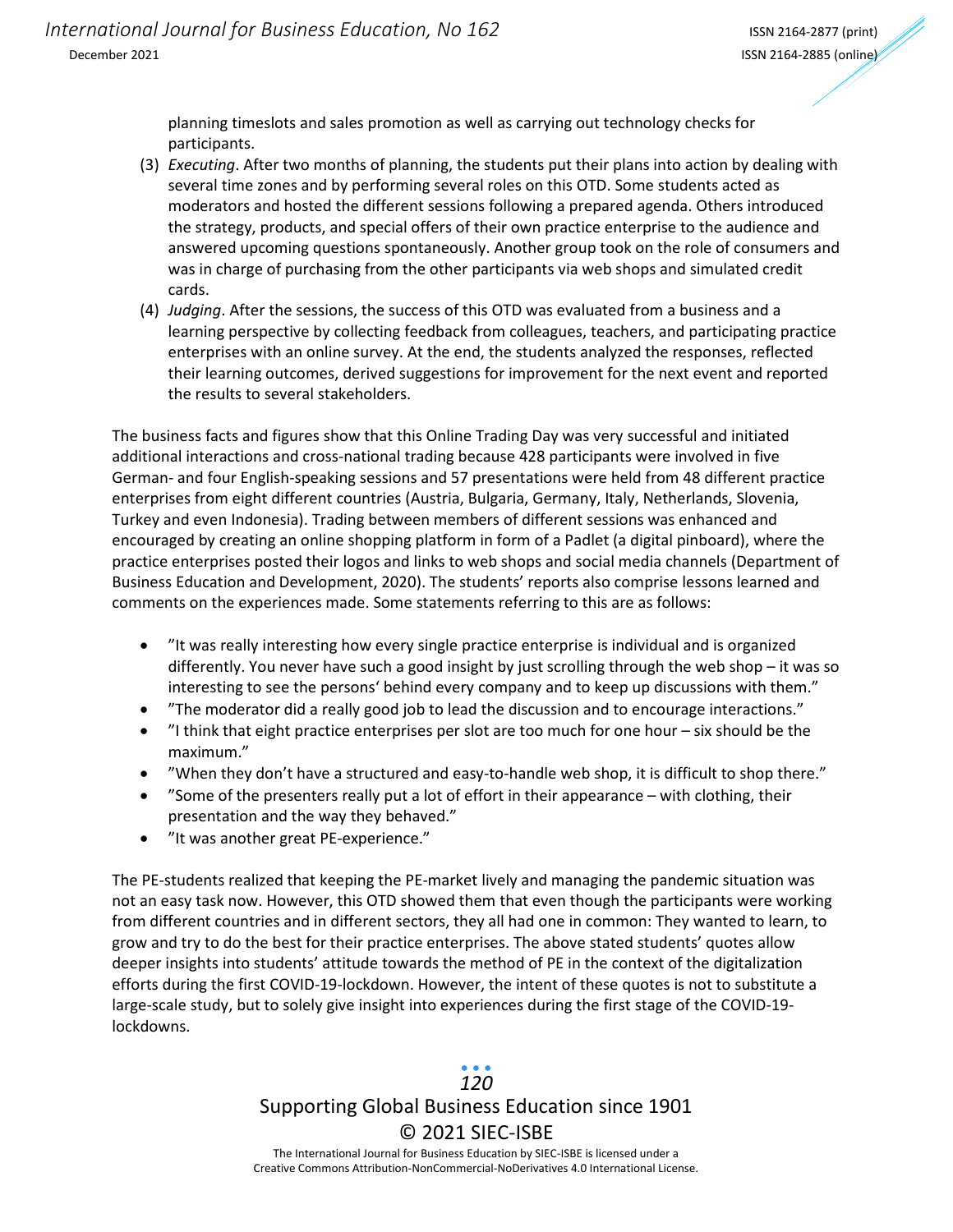planning timeslots and sales promotion as well as carrying out technology checks for participants.

(3) *Executing*. After two months of planning, the students put their plans into action by dealing with several time zones and by performing several roles on this OTD. Some students acted as moderators and hosted the different sessions following a prepared agenda. Others introduced the strategy, products, and special offers of their own practice enterprise to the audience and answered upcoming questions spontaneously. Another group took on the role of consumers and was in charge of purchasing from the other participants via web shops and simulated credit cards.

(4) *Judging*. After the sessions, the success of this OTD was evaluated from a business and a learning perspective by collecting feedback from colleagues, teachers, and participating practice enterprises with an online survey. At the end, the students analyzed the responses, reflected their learning outcomes, derived suggestions for improvement for the next event and reported the results to several stakeholders.

The business facts and figures show that this Online Trading Day was very successful and initiated additional interactions and cross-national trading because 428 participants were involved in five German- and four English-speaking sessions and 57 presentations were held from 48 different practice enterprises from eight different countries (Austria, Bulgaria, Germany, Italy, Netherlands, Slovenia, Turkey and even Indonesia). Trading between members of different sessions was enhanced and encouraged by creating an online shopping platform in form of a Padlet (a digital pinboard), where the practice enterprises posted their logos and links to web shops and social media channels (Department of Business Education and Development, 2020). The students' reports also comprise lessons learned and comments on the experiences made. Some statements referring to this are as follows:

- "It was really interesting how every single practice enterprise is individual and is organized differently. You never have such a good insight by just scrolling through the web shop – it was so interesting to see the persons' behind every company and to keep up discussions with them."
- "The moderator did a really good job to lead the discussion and to encourage interactions."
- "I think that eight practice enterprises per slot are too much for one hour – six should be the maximum."
- "When they don't have a structured and easy-to-handle web shop, it is difficult to shop there."
- "Some of the presenters really put a lot of effort in their appearance – with clothing, their presentation and the way they behaved."
- "It was another great PE-experience."

The PE-students realized that keeping the PE-market lively and managing the pandemic situation was not an easy task now. However, this OTD showed them that even though the participants were working from different countries and in different sectors, they all had one in common: They wanted to learn, to grow and try to do the best for their practice enterprises. The above stated students' quotes allow deeper insights into students' attitude towards the method of PE in the context of the digitalization efforts during the first COVID-19-lockdown. However, the intent of these quotes is not to substitute a large-scale study, but to solely give insight into experiences during the first stage of the COVID-19-lockdowns.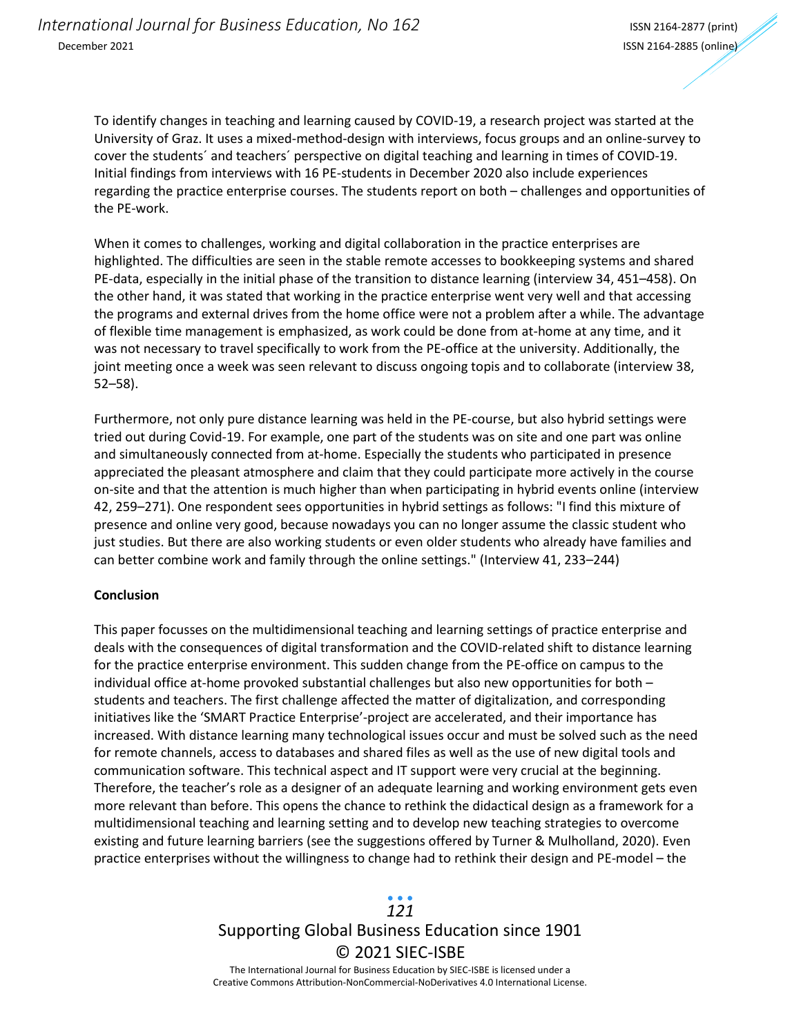To identify changes in teaching and learning caused by COVID-19, a research project was started at the University of Graz. It uses a mixed-method-design with interviews, focus groups and an online-survey to cover the students´ and teachers´ perspective on digital teaching and learning in times of COVID-19. Initial findings from interviews with 16 PE-students in December 2020 also include experiences regarding the practice enterprise courses. The students report on both – challenges and opportunities of the PE-work.

When it comes to challenges, working and digital collaboration in the practice enterprises are highlighted. The difficulties are seen in the stable remote accesses to bookkeeping systems and shared PE-data, especially in the initial phase of the transition to distance learning (interview 34, 451–458). On the other hand, it was stated that working in the practice enterprise went very well and that accessing the programs and external drives from the home office were not a problem after a while. The advantage of flexible time management is emphasized, as work could be done from at-home at any time, and it was not necessary to travel specifically to work from the PE-office at the university. Additionally, the joint meeting once a week was seen relevant to discuss ongoing topis and to collaborate (interview 38, 52–58).

Furthermore, not only pure distance learning was held in the PE-course, but also hybrid settings were tried out during Covid-19. For example, one part of the students was on site and one part was online and simultaneously connected from at-home. Especially the students who participated in presence appreciated the pleasant atmosphere and claim that they could participate more actively in the course on-site and that the attention is much higher than when participating in hybrid events online (interview 42, 259–271). One respondent sees opportunities in hybrid settings as follows: "I find this mixture of presence and online very good, because nowadays you can no longer assume the classic student who just studies. But there are also working students or even older students who already have families and can better combine work and family through the online settings." (Interview 41, 233–244)

**Conclusion**

This paper focusses on the multidimensional teaching and learning settings of practice enterprise and deals with the consequences of digital transformation and the COVID-related shift to distance learning for the practice enterprise environment. This sudden change from the PE-office on campus to the individual office at-home provoked substantial challenges but also new opportunities for both – students and teachers. The first challenge affected the matter of digitalization, and corresponding initiatives like the 'SMART Practice Enterprise'-project are accelerated, and their importance has increased. With distance learning many technological issues occur and must be solved such as the need for remote channels, access to databases and shared files as well as the use of new digital tools and communication software. This technical aspect and IT support were very crucial at the beginning. Therefore, the teacher's role as a designer of an adequate learning and working environment gets even more relevant than before. This opens the chance to rethink the didactical design as a framework for a multidimensional teaching and learning setting and to develop new teaching strategies to overcome existing and future learning barriers (see the suggestions offered by Turner & Mulholland, 2020). Even practice enterprises without the willingness to change had to rethink their design and PE-model – the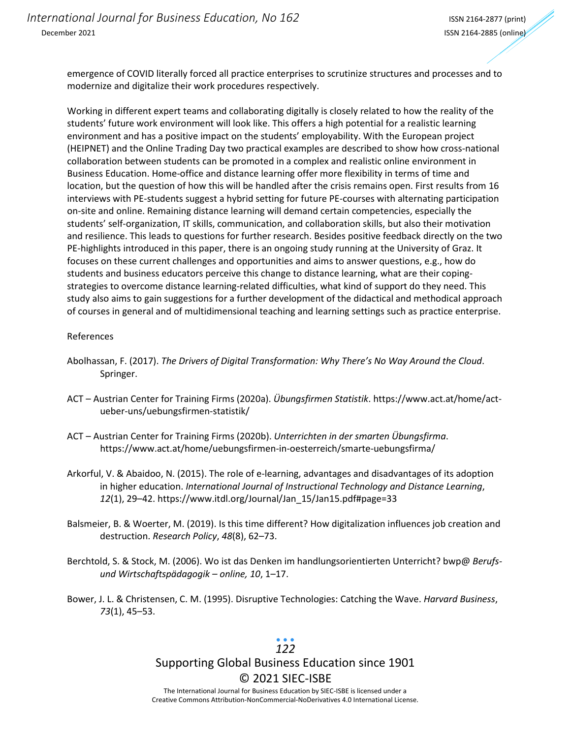emergence of COVID literally forced all practice enterprises to scrutinize structures and processes and to modernize and digitalize their work procedures respectively.

Working in different expert teams and collaborating digitally is closely related to how the reality of the students' future work environment will look like. This offers a high potential for a realistic learning environment and has a positive impact on the students' employability. With the European project (HEIPNET) and the Online Trading Day two practical examples are described to show how cross-national collaboration between students can be promoted in a complex and realistic online environment in Business Education. Home-office and distance learning offer more flexibility in terms of time and location, but the question of how this will be handled after the crisis remains open. First results from 16 interviews with PE-students suggest a hybrid setting for future PE-courses with alternating participation on-site and online. Remaining distance learning will demand certain competencies, especially the students' self-organization, IT skills, communication, and collaboration skills, but also their motivation and resilience. This leads to questions for further research. Besides positive feedback directly on the two PE-highlights introduced in this paper, there is an ongoing study running at the University of Graz. It focuses on these current challenges and opportunities and aims to answer questions, e.g., how do students and business educators perceive this change to distance learning, what are their coping-strategies to overcome distance learning-related difficulties, what kind of support do they need. This study also aims to gain suggestions for a further development of the didactical and methodical approach of courses in general and of multidimensional teaching and learning settings such as practice enterprise.

References

Abolhassan, F. (2017). *The Drivers of Digital Transformation: Why There's No Way Around the Cloud*. Springer.

ACT – Austrian Center for Training Firms (2020a). *Übungsfirmen Statistik*. https://www.act.at/home/act-ueber-uns/uebungsfirmen-statistik/

ACT – Austrian Center for Training Firms (2020b). *Unterrichten in der smarten Übungsfirma*. https://www.act.at/home/uebungsfirmen-in-oesterreich/smarte-uebungsfirma/

Arkorful, V. & Abaidoo, N. (2015). The role of e-learning, advantages and disadvantages of its adoption in higher education. *International Journal of Instructional Technology and Distance Learning*, *12*(1), 29–42. https://www.itdl.org/Journal/Jan_15/Jan15.pdf#page=33

Balsmeier, B. & Woerter, M. (2019). Is this time different? How digitalization influences job creation and destruction. *Research Policy*, *48*(8), 62–73.

Berchtold, S. & Stock, M. (2006). Wo ist das Denken im handlungsorientierten Unterricht? bwp@ *Berufs- und Wirtschaftspädagogik – online, 10*, 1–17.

Bower, J. L. & Christensen, C. M. (1995). Disruptive Technologies: Catching the Wave. *Harvard Business*, *73*(1), 45–53.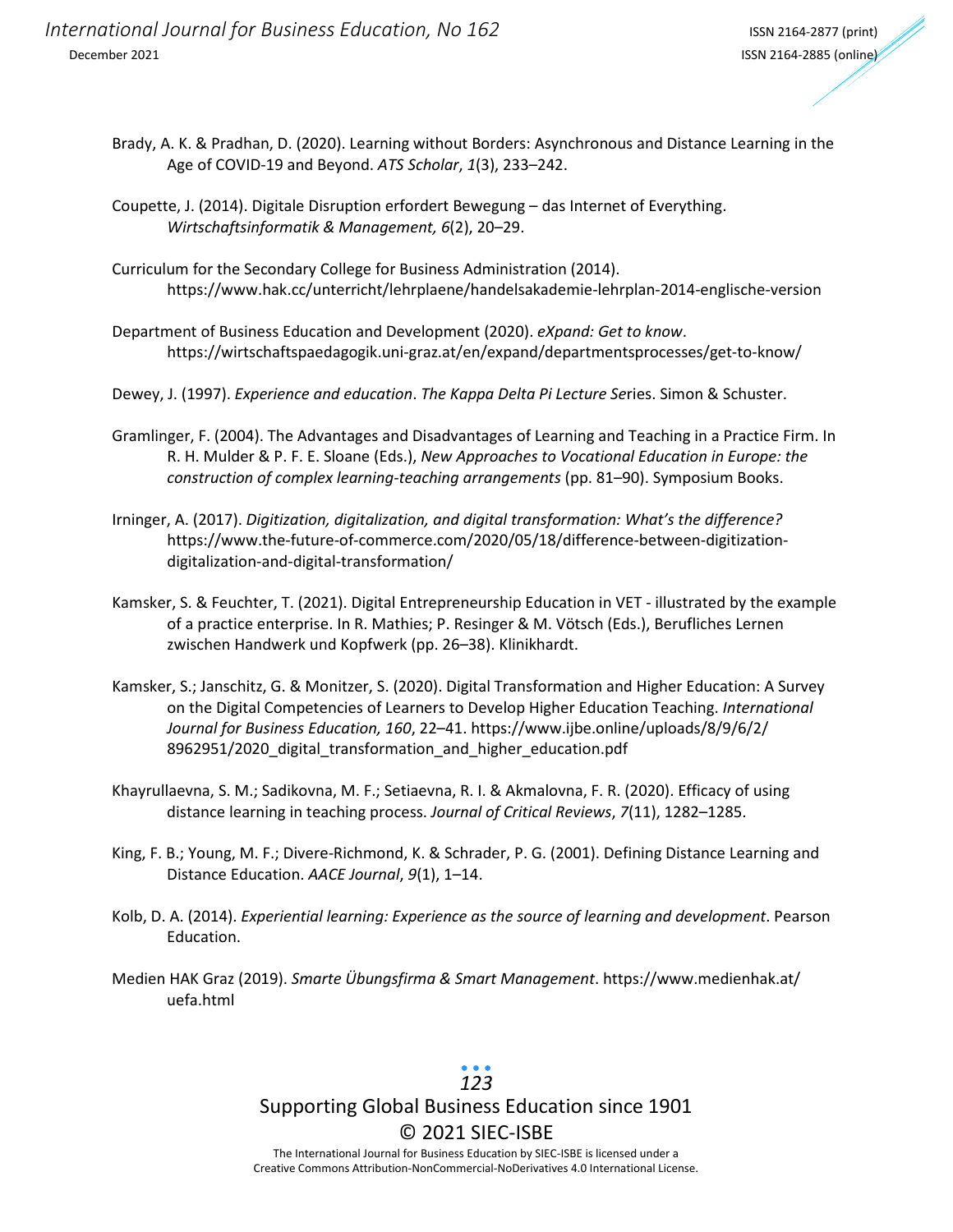Brady, A. K. & Pradhan, D. (2020). Learning without Borders: Asynchronous and Distance Learning in the Age of COVID-19 and Beyond. *ATS Scholar*, *1*(3), 233–242.

Coupette, J. (2014). Digitale Disruption erfordert Bewegung – das Internet of Everything. *Wirtschaftsinformatik & Management, 6*(2), 20–29.

Curriculum for the Secondary College for Business Administration (2014). https://www.hak.cc/unterricht/lehrplaene/handelsakademie-lehrplan-2014-englische-version

Department of Business Education and Development (2020). *eXpand: Get to know*. https://wirtschaftspaedagogik.uni-graz.at/en/expand/departmentsprocesses/get-to-know/

Dewey, J. (1997). *Experience and education*. *The Kappa Delta Pi Lecture Se*ries. Simon & Schuster.

Gramlinger, F. (2004). The Advantages and Disadvantages of Learning and Teaching in a Practice Firm. In R. H. Mulder & P. F. E. Sloane (Eds.), *New Approaches to Vocational Education in Europe: the construction of complex learning-teaching arrangements* (pp. 81–90). Symposium Books.

Irninger, A. (2017). *Digitization, digitalization, and digital transformation: What's the difference?* https://www.the-future-of-commerce.com/2020/05/18/difference-between-digitization-digitalization-and-digital-transformation/

Kamsker, S. & Feuchter, T. (2021). Digital Entrepreneurship Education in VET - illustrated by the example of a practice enterprise. In R. Mathies; P. Resinger & M. Vötsch (Eds.), Berufliches Lernen zwischen Handwerk und Kopfwerk (pp. 26–38). Klinikhardt.

Kamsker, S.; Janschitz, G. & Monitzer, S. (2020). Digital Transformation and Higher Education: A Survey on the Digital Competencies of Learners to Develop Higher Education Teaching. *International Journal for Business Education, 160*, 22–41. https://www.ijbe.online/uploads/8/9/6/2/8962951/2020_digital_transformation_and_higher_education.pdf

Khayrullaevna, S. M.; Sadikovna, M. F.; Setiaevna, R. I. & Akmalovna, F. R. (2020). Efficacy of using distance learning in teaching process. *Journal of Critical Reviews*, *7*(11), 1282–1285.

King, F. B.; Young, M. F.; Divere-Richmond, K. & Schrader, P. G. (2001). Defining Distance Learning and Distance Education. *AACE Journal*, *9*(1), 1–14.

Kolb, D. A. (2014). *Experiential learning: Experience as the source of learning and development*. Pearson Education.

Medien HAK Graz (2019). *Smarte Übungsfirma & Smart Management*. https://www.medienhak.at/uefa.html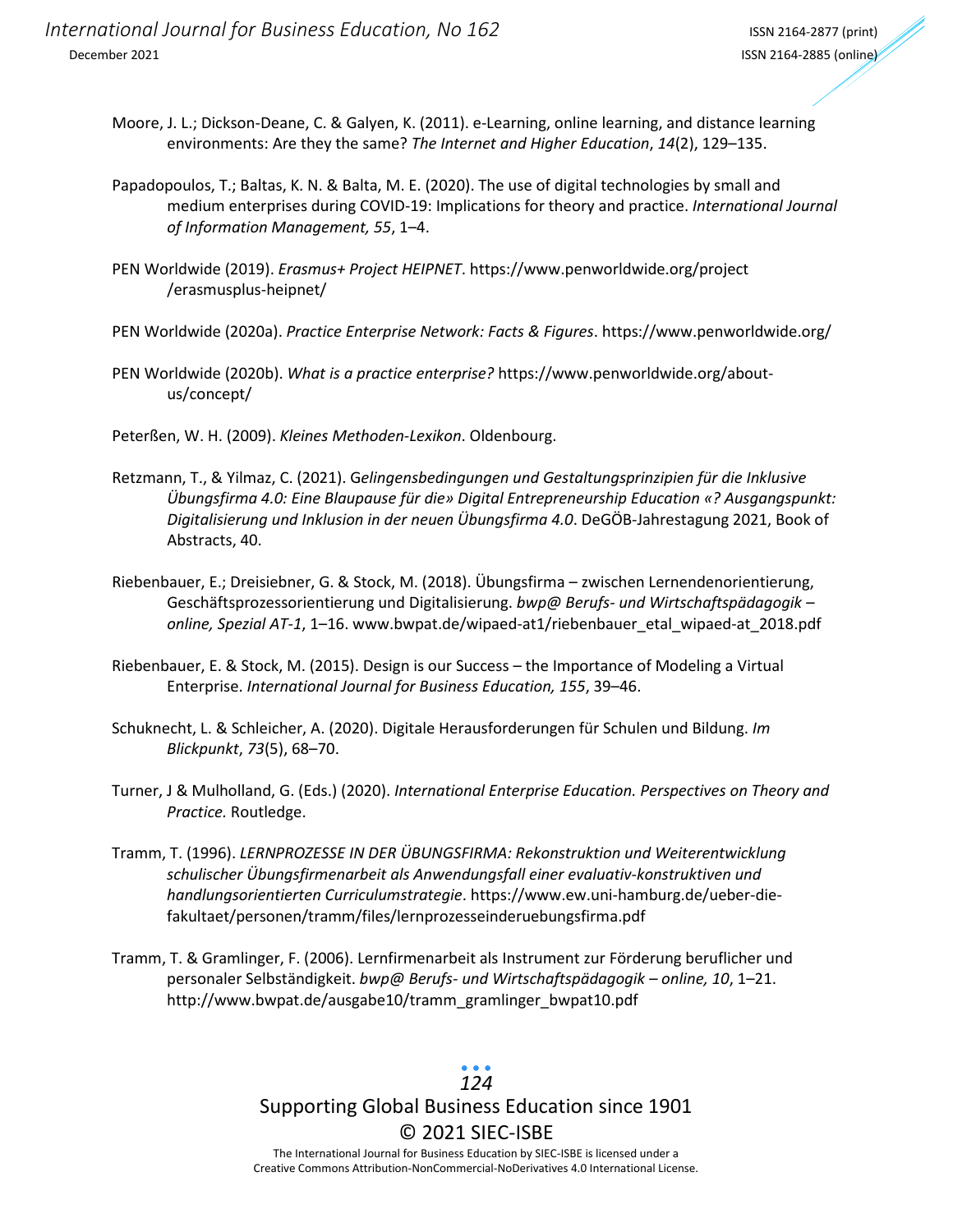Moore, J. L.; Dickson-Deane, C. & Galyen, K. (2011). e-Learning, online learning, and distance learning environments: Are they the same? *The Internet and Higher Education*, *14*(2), 129–135.

Papadopoulos, T.; Baltas, K. N. & Balta, M. E. (2020). The use of digital technologies by small and medium enterprises during COVID-19: Implications for theory and practice. *International Journal of Information Management, 55*, 1–4.

PEN Worldwide (2019). *Erasmus+ Project HEIPNET*. https://www.penworldwide.org/project/erasmusplus-heipnet/

PEN Worldwide (2020a). *Practice Enterprise Network: Facts & Figures*. https://www.penworldwide.org/

PEN Worldwide (2020b). *What is a practice enterprise?* https://www.penworldwide.org/about-us/concept/

Peterßen, W. H. (2009). *Kleines Methoden-Lexikon*. Oldenbourg.

Retzmann, T., & Yilmaz, C. (2021). G*elingensbedingungen und Gestaltungsprinzipien für die Inklusive Übungsfirma 4.0: Eine Blaupause für die» Digital Entrepreneurship Education «? Ausgangspunkt: Digitalisierung und Inklusion in der neuen Übungsfirma 4.0*. DeGÖB-Jahrestagung 2021, Book of Abstracts, 40.

Riebenbauer, E.; Dreisiebner, G. & Stock, M. (2018). Übungsfirma – zwischen Lernendenorientierung, Geschäftsprozessorientierung und Digitalisierung. *bwp@ Berufs- und Wirtschaftspädagogik – online, Spezial AT-1*, 1–16. www.bwpat.de/wipaed-at1/riebenbauer_etal_wipaed-at_2018.pdf

Riebenbauer, E. & Stock, M. (2015). Design is our Success – the Importance of Modeling a Virtual Enterprise. *International Journal for Business Education, 155*, 39–46.

Schuknecht, L. & Schleicher, A. (2020). Digitale Herausforderungen für Schulen und Bildung. *Im Blickpunkt*, *73*(5), 68–70.

Turner, J & Mulholland, G. (Eds.) (2020). *International Enterprise Education. Perspectives on Theory and Practice.* Routledge.

Tramm, T. (1996). *LERNPROZESSE IN DER ÜBUNGSFIRMA: Rekonstruktion und Weiterentwicklung schulischer Übungsfirmenarbeit als Anwendungsfall einer evaluativ-konstruktiven und handlungsorientierten Curriculumstrategie*. https://www.ew.uni-hamburg.de/ueber-die-fakultaet/personen/tramm/files/lernprozesseinderuebungsfirma.pdf

Tramm, T. & Gramlinger, F. (2006). Lernfirmenarbeit als Instrument zur Förderung beruflicher und personaler Selbständigkeit. *bwp@ Berufs- und Wirtschaftspädagogik – online, 10*, 1–21. http://www.bwpat.de/ausgabe10/tramm_gramlinger_bwpat10.pdf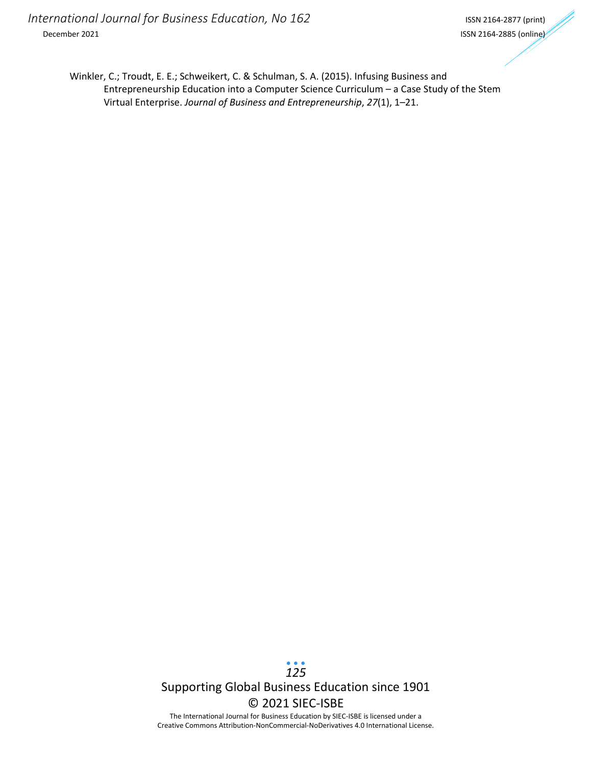Winkler, C.; Troudt, E. E.; Schweikert, C. & Schulman, S. A. (2015). Infusing Business and Entrepreneurship Education into a Computer Science Curriculum – a Case Study of the Stem Virtual Enterprise. *Journal of Business and Entrepreneurship*, *27*(1), 1–21.